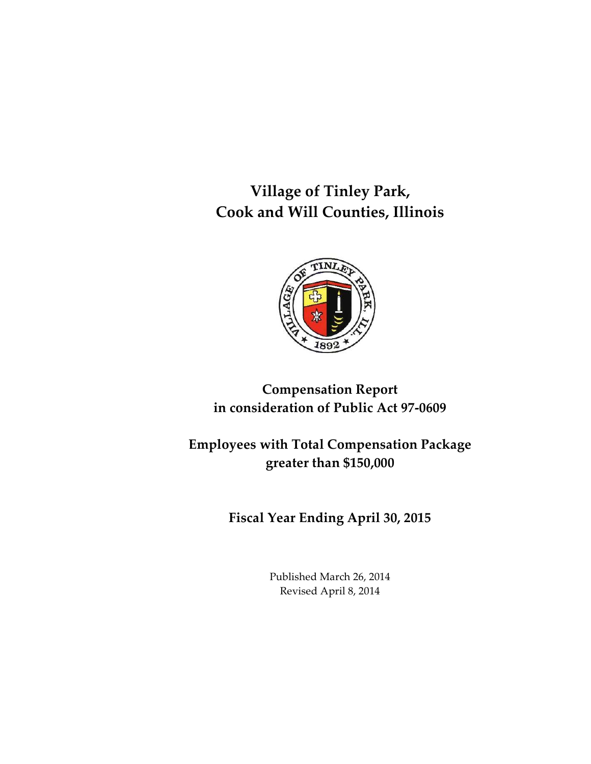# Village of Tinley Park, Cook and Will Counties, Illinois

## Compensation Report in consideration of Public Act 97-0609

## Employees with Total Compensation Package greater than $150,000

## Fiscal Year Ending April 30, 2015

Published March 26, 2014
Revised April 8, 2014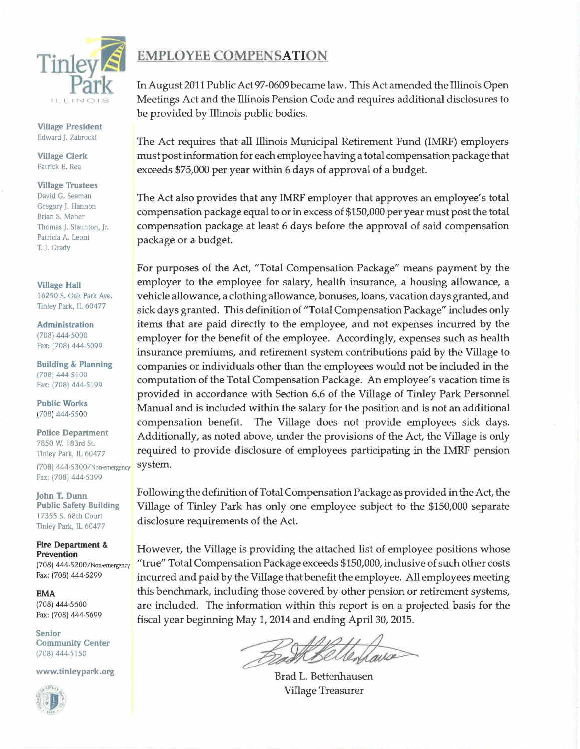Tinley Park
ILLINOIS

**Village President**
Edward J. Zabrocki

**Village Clerk**
Patrick E. Rea

**Village Trustees**
David G. Seaman
Gregory J. Hannon
Brian S. Maher
Thomas J. Staunton, Jr.
Patricia A. Leoni
T. J. Grady

**Village Hall**
16250 S. Oak Park Ave.
Tinley Park, IL 60477

**Administration**
(708) 444-5000
Fax: (708) 444-5099

**Building & Planning**
(708) 444-5100
Fax: (708) 444-5199

**Public Works**
(708) 444-5500

**Police Department**
7850 W. 183rd St.
Tinley Park, IL 60477
(708) 444-5300/Non-emergency
Fax: (708) 444-5399

**John T. Dunn Public Safety Building**
17355 S. 68th Court
Tinley Park, IL 60477

**Fire Department & Prevention**
(708) 444-5200/Non-emergency
Fax: (708) 444-5299

**EMA**
(708) 444-5600
Fax: (708) 444-5699

**Senior Community Center**
(708) 444-5150

www.tinleypark.org

# EMPLOYEE COMPENSATION

In August 2011 Public Act 97-0609 became law. This Act amended the Illinois Open Meetings Act and the Illinois Pension Code and requires additional disclosures to be provided by Illinois public bodies.

The Act requires that all Illinois Municipal Retirement Fund (IMRF) employers must post information for each employee having a total compensation package that exceeds $75,000 per year within 6 days of approval of a budget.

The Act also provides that any IMRF employer that approves an employee's total compensation package equal to or in excess of $150,000 per year must post the total compensation package at least 6 days before the approval of said compensation package or a budget.

For purposes of the Act, "Total Compensation Package" means payment by the employer to the employee for salary, health insurance, a housing allowance, a vehicle allowance, a clothing allowance, bonuses, loans, vacation days granted, and sick days granted. This definition of "Total Compensation Package" includes only items that are paid directly to the employee, and not expenses incurred by the employer for the benefit of the employee. Accordingly, expenses such as health insurance premiums, and retirement system contributions paid by the Village to companies or individuals other than the employees would not be included in the computation of the Total Compensation Package. An employee's vacation time is provided in accordance with Section 6.6 of the Village of Tinley Park Personnel Manual and is included within the salary for the position and is not an additional compensation benefit. The Village does not provide employees sick days. Additionally, as noted above, under the provisions of the Act, the Village is only required to provide disclosure of employees participating in the IMRF pension system.

Following the definition of Total Compensation Package as provided in the Act, the Village of Tinley Park has only one employee subject to the $150,000 separate disclosure requirements of the Act.

However, the Village is providing the attached list of employee positions whose "true" Total Compensation Package exceeds $150,000, inclusive of such other costs incurred and paid by the Village that benefit the employee. All employees meeting this benchmark, including those covered by other pension or retirement systems, are included. The information within this report is on a projected basis for the fiscal year beginning May 1, 2014 and ending April 30, 2015.

Brad L. Bettenhausen
Village Treasurer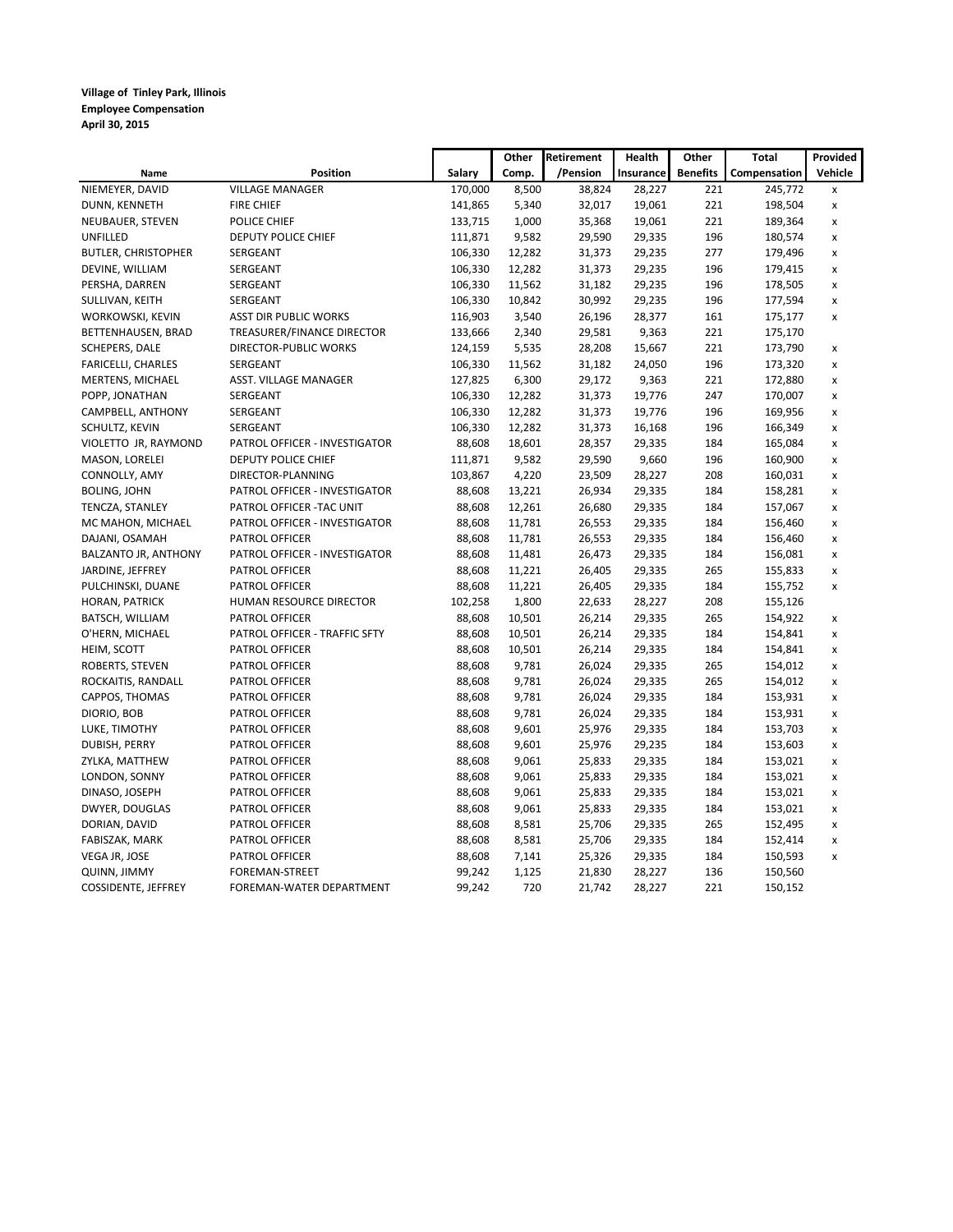**Village of Tinley Park, Illinois**
**Employee Compensation**
**April 30, 2015**

| Name | Position | Salary | Other Comp. | Retirement /Pension | Health Insurance | Other Benefits | Total Compensation | Provided Vehicle |
|---|---|---|---|---|---|---|---|---|
| NIEMEYER, DAVID | VILLAGE MANAGER | 170,000 | 8,500 | 38,824 | 28,227 | 221 | 245,772 | x |
| DUNN, KENNETH | FIRE CHIEF | 141,865 | 5,340 | 32,017 | 19,061 | 221 | 198,504 | x |
| NEUBAUER, STEVEN | POLICE CHIEF | 133,715 | 1,000 | 35,368 | 19,061 | 221 | 189,364 | x |
| UNFILLED | DEPUTY POLICE CHIEF | 111,871 | 9,582 | 29,590 | 29,335 | 196 | 180,574 | x |
| BUTLER, CHRISTOPHER | SERGEANT | 106,330 | 12,282 | 31,373 | 29,235 | 277 | 179,496 | x |
| DEVINE, WILLIAM | SERGEANT | 106,330 | 12,282 | 31,373 | 29,235 | 196 | 179,415 | x |
| PERSHA, DARREN | SERGEANT | 106,330 | 11,562 | 31,182 | 29,235 | 196 | 178,505 | x |
| SULLIVAN, KEITH | SERGEANT | 106,330 | 10,842 | 30,992 | 29,235 | 196 | 177,594 | x |
| WORKOWSKI, KEVIN | ASST DIR PUBLIC WORKS | 116,903 | 3,540 | 26,196 | 28,377 | 161 | 175,177 | x |
| BETTENHAUSEN, BRAD | TREASURER/FINANCE DIRECTOR | 133,666 | 2,340 | 29,581 | 9,363 | 221 | 175,170 | |
| SCHEPERS, DALE | DIRECTOR-PUBLIC WORKS | 124,159 | 5,535 | 28,208 | 15,667 | 221 | 173,790 | x |
| FARICELLI, CHARLES | SERGEANT | 106,330 | 11,562 | 31,182 | 24,050 | 196 | 173,320 | x |
| MERTENS, MICHAEL | ASST. VILLAGE MANAGER | 127,825 | 6,300 | 29,172 | 9,363 | 221 | 172,880 | x |
| POPP, JONATHAN | SERGEANT | 106,330 | 12,282 | 31,373 | 19,776 | 247 | 170,007 | x |
| CAMPBELL, ANTHONY | SERGEANT | 106,330 | 12,282 | 31,373 | 19,776 | 196 | 169,956 | x |
| SCHULTZ, KEVIN | SERGEANT | 106,330 | 12,282 | 31,373 | 16,168 | 196 | 166,349 | x |
| VIOLETTO JR, RAYMOND | PATROL OFFICER - INVESTIGATOR | 88,608 | 18,601 | 28,357 | 29,335 | 184 | 165,084 | x |
| MASON, LORELEI | DEPUTY POLICE CHIEF | 111,871 | 9,582 | 29,590 | 9,660 | 196 | 160,900 | x |
| CONNOLLY, AMY | DIRECTOR-PLANNING | 103,867 | 4,220 | 23,509 | 28,227 | 208 | 160,031 | x |
| BOLING, JOHN | PATROL OFFICER - INVESTIGATOR | 88,608 | 13,221 | 26,934 | 29,335 | 184 | 158,281 | x |
| TENCZA, STANLEY | PATROL OFFICER -TAC UNIT | 88,608 | 12,261 | 26,680 | 29,335 | 184 | 157,067 | x |
| MC MAHON, MICHAEL | PATROL OFFICER - INVESTIGATOR | 88,608 | 11,781 | 26,553 | 29,335 | 184 | 156,460 | x |
| DAJANI, OSAMAH | PATROL OFFICER | 88,608 | 11,781 | 26,553 | 29,335 | 184 | 156,460 | x |
| BALZANTO JR, ANTHONY | PATROL OFFICER - INVESTIGATOR | 88,608 | 11,481 | 26,473 | 29,335 | 184 | 156,081 | x |
| JARDINE, JEFFREY | PATROL OFFICER | 88,608 | 11,221 | 26,405 | 29,335 | 265 | 155,833 | x |
| PULCHINSKI, DUANE | PATROL OFFICER | 88,608 | 11,221 | 26,405 | 29,335 | 184 | 155,752 | x |
| HORAN, PATRICK | HUMAN RESOURCE DIRECTOR | 102,258 | 1,800 | 22,633 | 28,227 | 208 | 155,126 | |
| BATSCH, WILLIAM | PATROL OFFICER | 88,608 | 10,501 | 26,214 | 29,335 | 265 | 154,922 | x |
| O'HERN, MICHAEL | PATROL OFFICER - TRAFFIC SFTY | 88,608 | 10,501 | 26,214 | 29,335 | 184 | 154,841 | x |
| HEIM, SCOTT | PATROL OFFICER | 88,608 | 10,501 | 26,214 | 29,335 | 184 | 154,841 | x |
| ROBERTS, STEVEN | PATROL OFFICER | 88,608 | 9,781 | 26,024 | 29,335 | 265 | 154,012 | x |
| ROCKAITIS, RANDALL | PATROL OFFICER | 88,608 | 9,781 | 26,024 | 29,335 | 265 | 154,012 | x |
| CAPPOS, THOMAS | PATROL OFFICER | 88,608 | 9,781 | 26,024 | 29,335 | 184 | 153,931 | x |
| DIORIO, BOB | PATROL OFFICER | 88,608 | 9,781 | 26,024 | 29,335 | 184 | 153,931 | x |
| LUKE, TIMOTHY | PATROL OFFICER | 88,608 | 9,601 | 25,976 | 29,335 | 184 | 153,703 | x |
| DUBISH, PERRY | PATROL OFFICER | 88,608 | 9,601 | 25,976 | 29,235 | 184 | 153,603 | x |
| ZYLKA, MATTHEW | PATROL OFFICER | 88,608 | 9,061 | 25,833 | 29,335 | 184 | 153,021 | x |
| LONDON, SONNY | PATROL OFFICER | 88,608 | 9,061 | 25,833 | 29,335 | 184 | 153,021 | x |
| DINASO, JOSEPH | PATROL OFFICER | 88,608 | 9,061 | 25,833 | 29,335 | 184 | 153,021 | x |
| DWYER, DOUGLAS | PATROL OFFICER | 88,608 | 9,061 | 25,833 | 29,335 | 184 | 153,021 | x |
| DORIAN, DAVID | PATROL OFFICER | 88,608 | 8,581 | 25,706 | 29,335 | 265 | 152,495 | x |
| FABISZAK, MARK | PATROL OFFICER | 88,608 | 8,581 | 25,706 | 29,335 | 184 | 152,414 | x |
| VEGA JR, JOSE | PATROL OFFICER | 88,608 | 7,141 | 25,326 | 29,335 | 184 | 150,593 | x |
| QUINN, JIMMY | FOREMAN-STREET | 99,242 | 1,125 | 21,830 | 28,227 | 136 | 150,560 | |
| COSSIDENTE, JEFFREY | FOREMAN-WATER DEPARTMENT | 99,242 | 720 | 21,742 | 28,227 | 221 | 150,152 | |